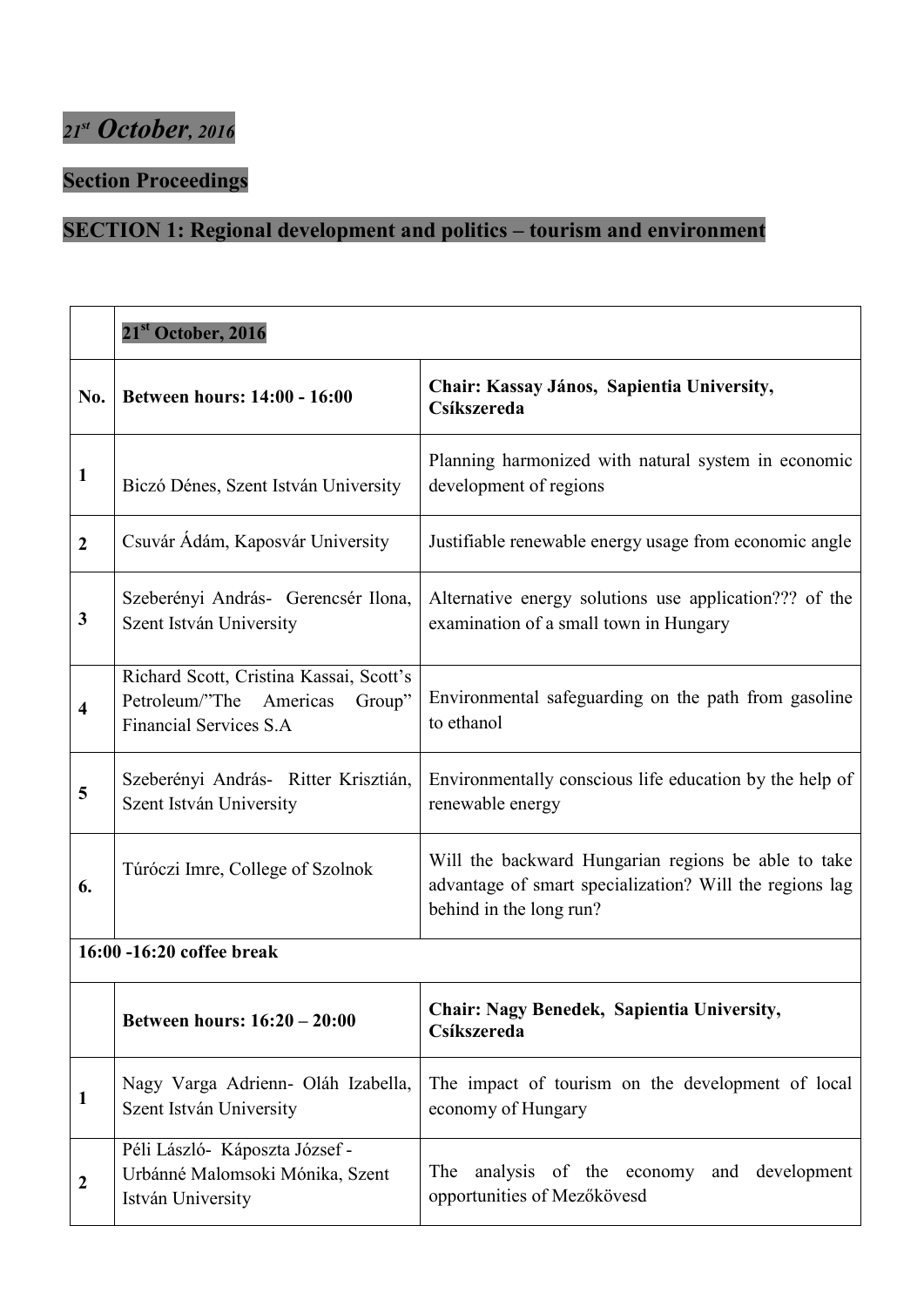# *21st October, 2016*

## Section Proceedings

## SECTION 1: Regional development and politics – tourism and environment

| | **21st October, 2016** | |
|---|---|---|
| **No.** | **Between hours: 14:00 - 16:00** | **Chair: Kassay János, Sapientia University, Csíkszereda** |
| **1** | Biczó Dénes, Szent István University | Planning harmonized with natural system in economic development of regions |
| **2** | Csuvár Ádám, Kaposvár University | Justifiable renewable energy usage from economic angle |
| **3** | Szeberényi András- Gerencsér Ilona, Szent István University | Alternative energy solutions use application??? of the examination of a small town in Hungary |
| **4** | Richard Scott, Cristina Kassai, Scott's Petroleum/"The Americas Group" Financial Services S.A | Environmental safeguarding on the path from gasoline to ethanol |
| **5** | Szeberényi András- Ritter Krisztián, Szent István University | Environmentally conscious life education by the help of renewable energy |
| **6.** | Túróczi Imre, College of Szolnok | Will the backward Hungarian regions be able to take advantage of smart specialization? Will the regions lag behind in the long run? |
| **16:00 -16:20 coffee break** | | |
| | **Between hours: 16:20 – 20:00** | **Chair: Nagy Benedek, Sapientia University, Csíkszereda** |
| **1** | Nagy Varga Adrienn- Oláh Izabella, Szent István University | The impact of tourism on the development of local economy of Hungary |
| **2** | Péli László- Káposzta József - Urbánné Malomsoki Mónika, Szent István University | The analysis of the economy and development opportunities of Mezőkövesd |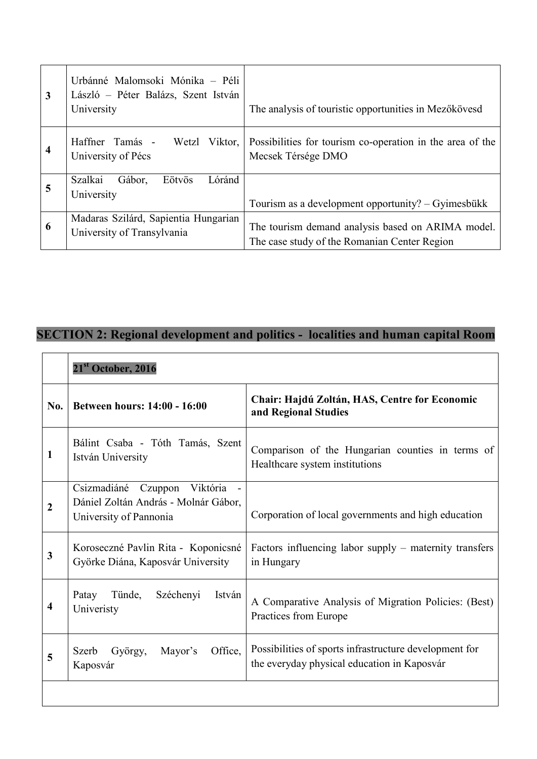| | | |
|---|---|---|
| 3 | Urbánné Malomsoki Mónika – Péli László – Péter Balázs, Szent István University | The analysis of touristic opportunities in Mezőkövesd |
| 4 | Haffner Tamás - Wetzl Viktor, University of Pécs | Possibilities for tourism co-operation in the area of the Mecsek Térsége DMO |
| 5 | Szalkai Gábor, Eötvös Lóránd University | Tourism as a development opportunity? – Gyimesbükk |
| 6 | Madaras Szilárd, Sapientia Hungarian University of Transylvania | The tourism demand analysis based on ARIMA model. The case study of the Romanian Center Region |

## SECTION 2: Regional development and politics - localities and human capital Room

| | **21st October, 2016** | |
|---|---|---|
| **No.** | **Between hours: 14:00 - 16:00** | **Chair: Hajdú Zoltán, HAS, Centre for Economic and Regional Studies** |
| 1 | Bálint Csaba - Tóth Tamás, Szent István University | Comparison of the Hungarian counties in terms of Healthcare system institutions |
| 2 | Csizmadiáné Czuppon Viktória - Dániel Zoltán András - Molnár Gábor, University of Pannonia | Corporation of local governments and high education |
| 3 | Koroseczné Pavlin Rita - Koponicsné Györke Diána, Kaposvár University | Factors influencing labor supply – maternity transfers in Hungary |
| 4 | Patay Tünde, Széchenyi István Univeristy | A Comparative Analysis of Migration Policies: (Best) Practices from Europe |
| 5 | Szerb György, Mayor's Office, Kaposvár | Possibilities of sports infrastructure development for the everyday physical education in Kaposvár |
| | | |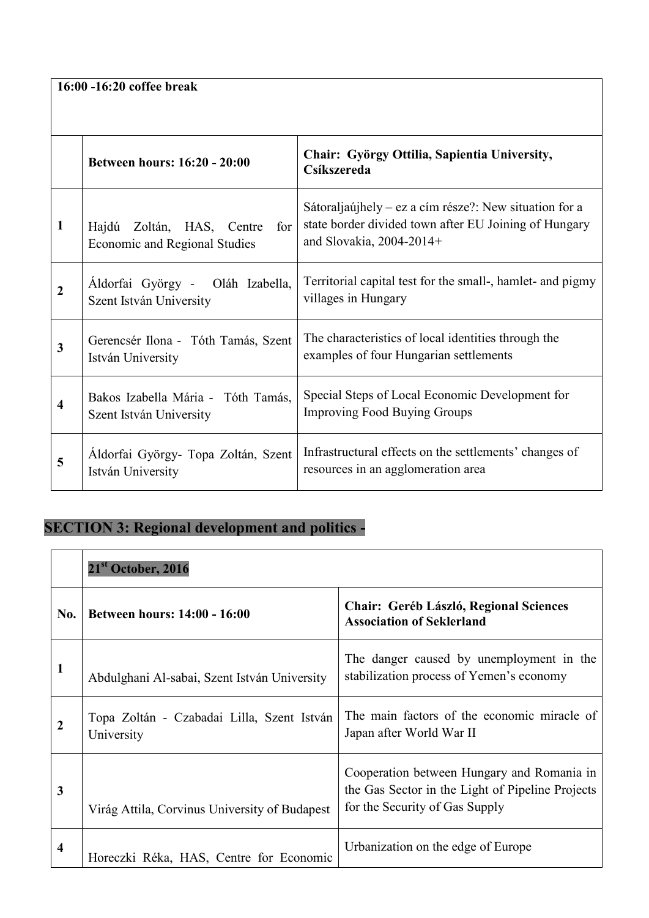| **16:00 -16:20 coffee break** | | |
|---|---|---|
| | **Between hours: 16:20 - 20:00** | **Chair: György Ottilia, Sapientia University, Csíkszereda** |
| 1 | Hajdú Zoltán, HAS, Centre for Economic and Regional Studies | Sátoraljaújhely – ez a cím része?: New situation for a state border divided town after EU Joining of Hungary and Slovakia, 2004-2014+ |
| 2 | Áldorfai György - Oláh Izabella, Szent István University | Territorial capital test for the small-, hamlet- and pigmy villages in Hungary |
| 3 | Gerencsér Ilona - Tóth Tamás, Szent István University | The characteristics of local identities through the examples of four Hungarian settlements |
| 4 | Bakos Izabella Mária - Tóth Tamás, Szent István University | Special Steps of Local Economic Development for Improving Food Buying Groups |
| 5 | Áldorfai György- Topa Zoltán, Szent István University | Infrastructural effects on the settlements' changes of resources in an agglomeration area |

## SECTION 3: Regional development and politics -

| | **21st October, 2016** | |
|---|---|---|
| **No.** | **Between hours: 14:00 - 16:00** | **Chair: Geréb László, Regional Sciences Association of Seklerland** |
| 1 | Abdulghani Al-sabai, Szent István University | The danger caused by unemployment in the stabilization process of Yemen's economy |
| 2 | Topa Zoltán - Czabadai Lilla, Szent István University | The main factors of the economic miracle of Japan after World War II |
| 3 | Virág Attila, Corvinus University of Budapest | Cooperation between Hungary and Romania in the Gas Sector in the Light of Pipeline Projects for the Security of Gas Supply |
| 4 | Horeczki Réka, HAS, Centre for Economic | Urbanization on the edge of Europe |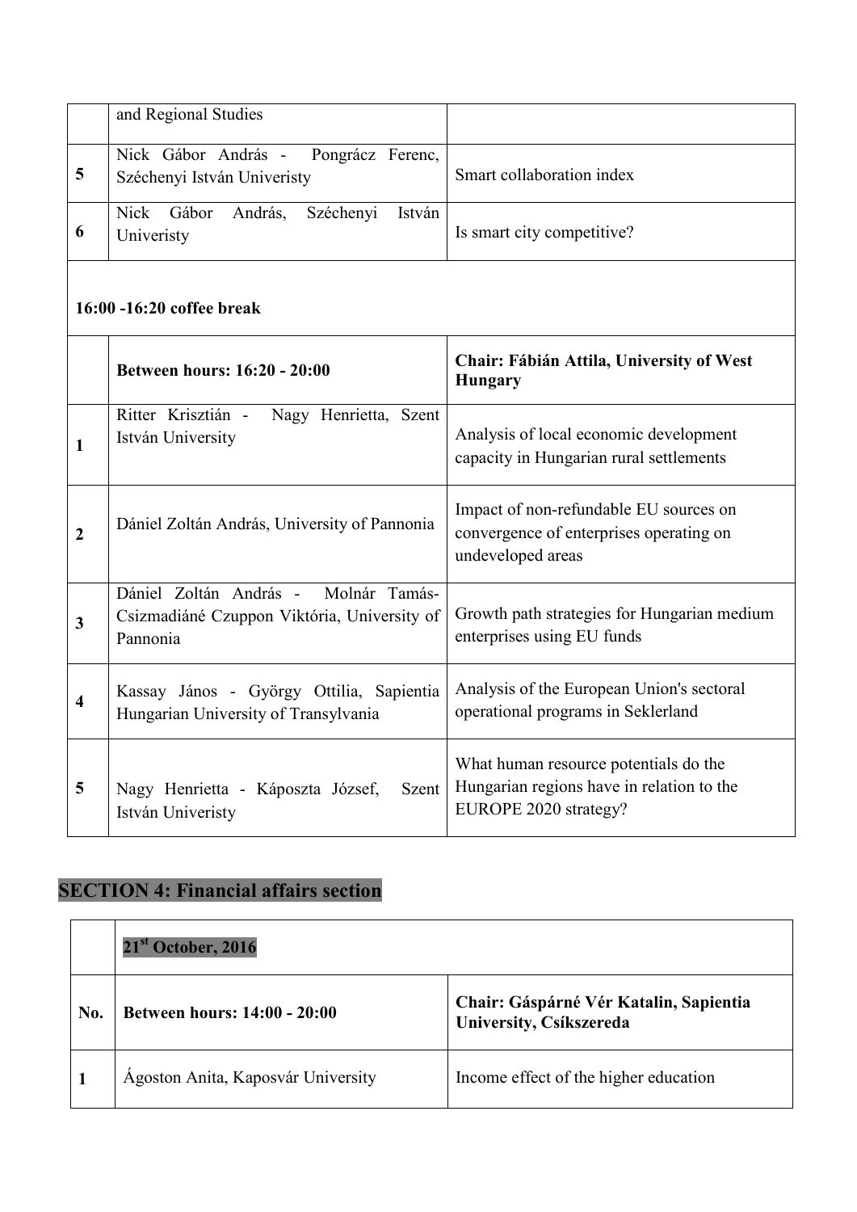| | | |
|---|---|---|
| | and Regional Studies | |
| 5 | Nick Gábor András - Pongrácz Ferenc, Széchenyi István Univeristy | Smart collaboration index |
| 6 | Nick Gábor András, Széchenyi István Univeristy | Is smart city competitive? |
| **16:00 -16:20 coffee break** | | |
| | **Between hours: 16:20 - 20:00** | **Chair: Fábián Attila, University of West Hungary** |
| 1 | Ritter Krisztián - Nagy Henrietta, Szent István University | Analysis of local economic development capacity in Hungarian rural settlements |
| 2 | Dániel Zoltán András, University of Pannonia | Impact of non-refundable EU sources on convergence of enterprises operating on undeveloped areas |
| 3 | Dániel Zoltán András - Molnár Tamás-Csizmadiáné Czuppon Viktória, University of Pannonia | Growth path strategies for Hungarian medium enterprises using EU funds |
| 4 | Kassay János - György Ottilia, Sapientia Hungarian University of Transylvania | Analysis of the European Union's sectoral operational programs in Seklerland |
| 5 | Nagy Henrietta - Káposzta József, Szent István Univeristy | What human resource potentials do the Hungarian regions have in relation to the EUROPE 2020 strategy? |

## SECTION 4: Financial affairs section

| | | |
|---|---|---|
| | **21st October, 2016** | |
| **No.** | **Between hours: 14:00 - 20:00** | **Chair: Gáspárné Vér Katalin, Sapientia University, Csíkszereda** |
| 1 | Ágoston Anita, Kaposvár University | Income effect of the higher education |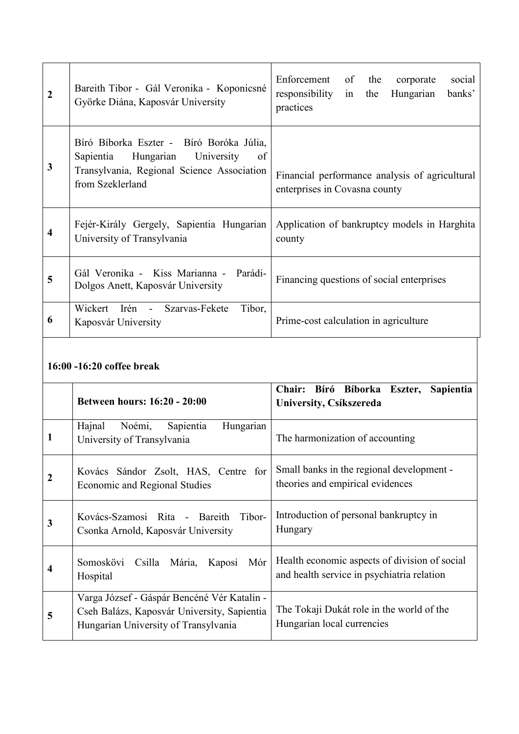| | | |
|---|---|---|
| 2 | Bareith Tibor - Gál Veronika - Koponicsné Györke Diána, Kaposvár University | Enforcement of the corporate social responsibility in the Hungarian banks' practices |
| 3 | Bíró Bíborka Eszter - Bíró Boróka Júlia, Sapientia Hungarian University of Transylvania, Regional Science Association from Szeklerland | Financial performance analysis of agricultural enterprises in Covasna county |
| 4 | Fejér-Király Gergely, Sapientia Hungarian University of Transylvania | Application of bankruptcy models in Harghita county |
| 5 | Gál Veronika - Kiss Marianna - Parádi-Dolgos Anett, Kaposvár University | Financing questions of social enterprises |
| 6 | Wickert Irén - Szarvas-Fekete Tibor, Kaposvár University | Prime-cost calculation in agriculture |

**16:00 -16:20 coffee break**

| | **Between hours: 16:20 - 20:00** | **Chair: Bíró Bíborka Eszter, Sapientia University, Csíkszereda** |
|---|---|---|
| 1 | Hajnal Noémi, Sapientia Hungarian University of Transylvania | The harmonization of accounting |
| 2 | Kovács Sándor Zsolt, HAS, Centre for Economic and Regional Studies | Small banks in the regional development - theories and empirical evidences |
| 3 | Kovács-Szamosi Rita - Bareith Tibor-Csonka Arnold, Kaposvár University | Introduction of personal bankruptcy in Hungary |
| 4 | Somoskövi Csilla Mária, Kaposi Mór Hospital | Health economic aspects of division of social and health service in psychiatria relation |
| 5 | Varga József - Gáspár Bencéné Vér Katalin - Cseh Balázs, Kaposvár University, Sapientia Hungarian University of Transylvania | The Tokaji Dukát role in the world of the Hungarian local currencies |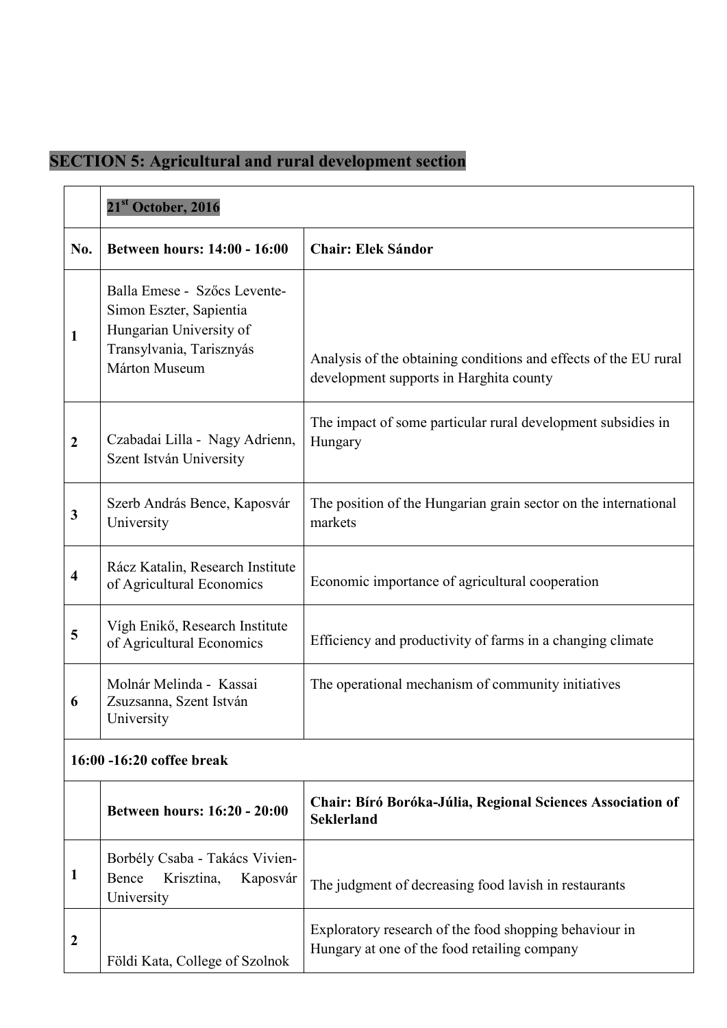## SECTION 5: Agricultural and rural development section

| | **21st October, 2016** | |
|---|---|---|
| **No.** | **Between hours: 14:00 - 16:00** | **Chair: Elek Sándor** |
| **1** | Balla Emese - Szőcs Levente-Simon Eszter, Sapientia Hungarian University of Transylvania, Tarisznyás Márton Museum | Analysis of the obtaining conditions and effects of the EU rural development supports in Harghita county |
| **2** | Czabadai Lilla - Nagy Adrienn, Szent István University | The impact of some particular rural development subsidies in Hungary |
| **3** | Szerb András Bence, Kaposvár University | The position of the Hungarian grain sector on the international markets |
| **4** | Rácz Katalin, Research Institute of Agricultural Economics | Economic importance of agricultural cooperation |
| **5** | Vígh Enikő, Research Institute of Agricultural Economics | Efficiency and productivity of farms in a changing climate |
| **6** | Molnár Melinda - Kassai Zsuzsanna, Szent István University | The operational mechanism of community initiatives |
| **16:00 -16:20 coffee break** | | |
| | **Between hours: 16:20 - 20:00** | **Chair: Bíró Boróka-Júlia, Regional Sciences Association of Seklerland** |
| **1** | Borbély Csaba - Takács Vivien-Bence Krisztina, Kaposvár University | The judgment of decreasing food lavish in restaurants |
| **2** | Földi Kata, College of Szolnok | Exploratory research of the food shopping behaviour in Hungary at one of the food retailing company |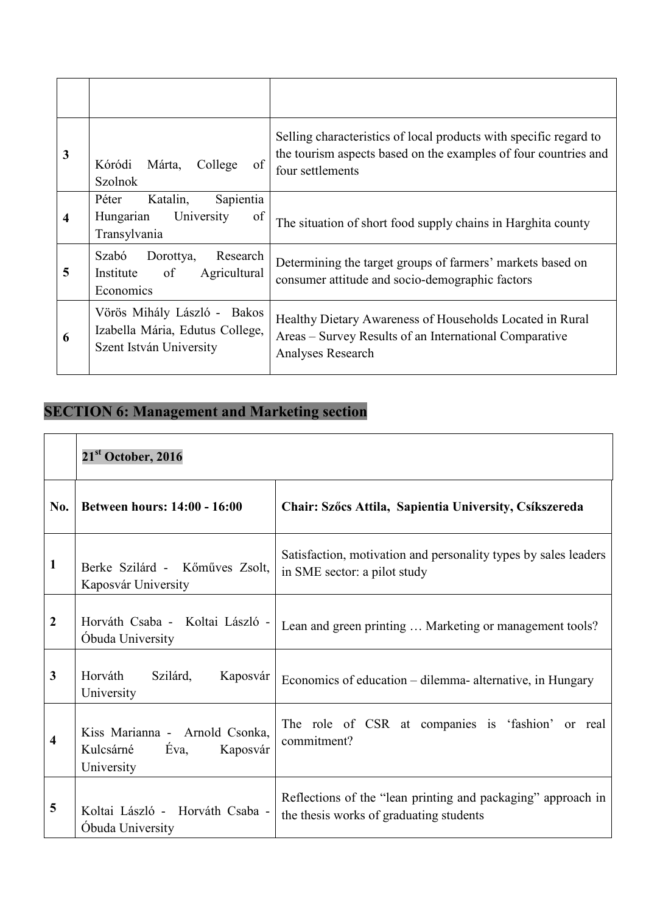| | | |
|---|---|---|
| 3 | Kóródi Márta, College of Szolnok | Selling characteristics of local products with specific regard to the tourism aspects based on the examples of four countries and four settlements |
| 4 | Péter Katalin, Sapientia Hungarian University of Transylvania | The situation of short food supply chains in Harghita county |
| 5 | Szabó Dorottya, Research Institute of Agricultural Economics | Determining the target groups of farmers' markets based on consumer attitude and socio-demographic factors |
| 6 | Vörös Mihály László - Bakos Izabella Mária, Edutus College, Szent István University | Healthy Dietary Awareness of Households Located in Rural Areas – Survey Results of an International Comparative Analyses Research |

## SECTION 6: Management and Marketing section

| | **21st October, 2016** | |
|---|---|---|
| **No.** | **Between hours: 14:00 - 16:00** | **Chair: Szőcs Attila, Sapientia University, Csíkszereda** |
| 1 | Berke Szilárd - Kőműves Zsolt, Kaposvár University | Satisfaction, motivation and personality types by sales leaders in SME sector: a pilot study |
| 2 | Horváth Csaba - Koltai László - Óbuda University | Lean and green printing … Marketing or management tools? |
| 3 | Horváth Szilárd, Kaposvár University | Economics of education – dilemma- alternative, in Hungary |
| 4 | Kiss Marianna - Arnold Csonka, Kulcsárné Éva, Kaposvár University | The role of CSR at companies is 'fashion' or real commitment? |
| 5 | Koltai László - Horváth Csaba - Óbuda University | Reflections of the "lean printing and packaging" approach in the thesis works of graduating students |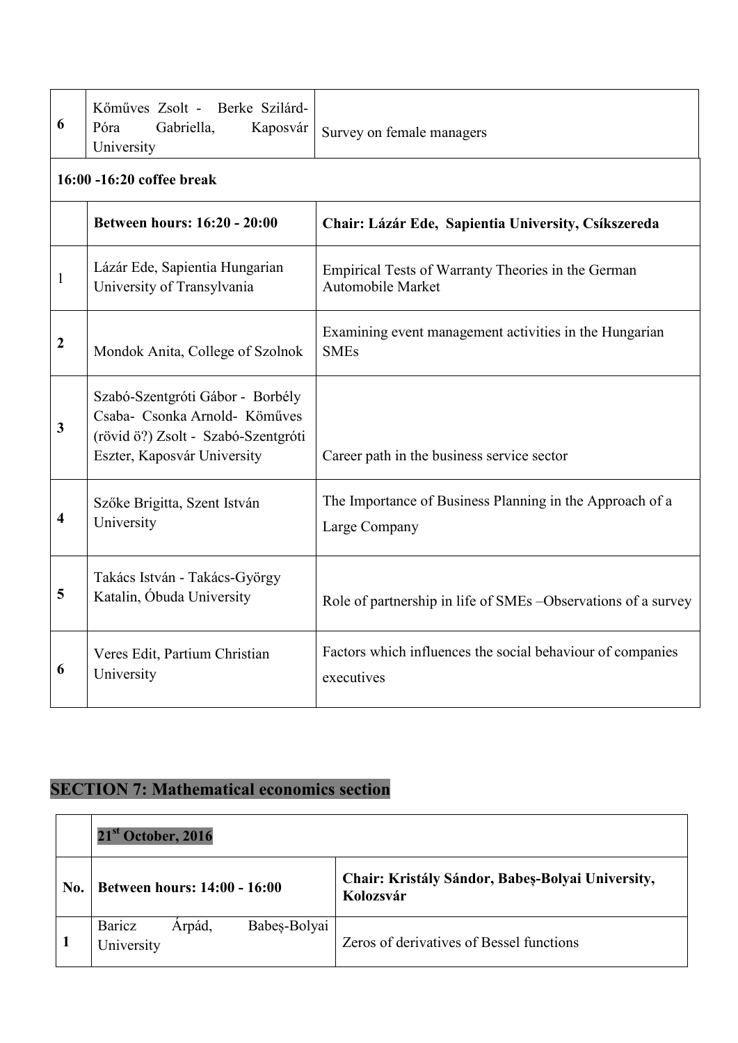| | | |
|---|---|---|
| 6 | Kőműves Zsolt - Berke Szilárd- Póra Gabriella, Kaposvár University | Survey on female managers |
| **16:00 -16:20 coffee break** | | |
| | **Between hours: 16:20 - 20:00** | **Chair: Lázár Ede, Sapientia University, Csíkszereda** |
| 1 | Lázár Ede, Sapientia Hungarian University of Transylvania | Empirical Tests of Warranty Theories in the German Automobile Market |
| 2 | Mondok Anita, College of Szolnok | Examining event management activities in the Hungarian SMEs |
| 3 | Szabó-Szentgróti Gábor - Borbély Csaba- Csonka Arnold- Köműves (rövid ö?) Zsolt - Szabó-Szentgróti Eszter, Kaposvár University | Career path in the business service sector |
| 4 | Szőke Brigitta, Szent István University | The Importance of Business Planning in the Approach of a Large Company |
| 5 | Takács István - Takács-György Katalin, Óbuda University | Role of partnership in life of SMEs –Observations of a survey |
| 6 | Veres Edit, Partium Christian University | Factors which influences the social behaviour of companies executives |

## SECTION 7: Mathematical economics section

| | **21st October, 2016** | |
|---|---|---|
| **No.** | **Between hours: 14:00 - 16:00** | **Chair: Kristály Sándor, Babeș-Bolyai University, Kolozsvár** |
| **1** | Baricz Árpád, Babeș-Bolyai University | Zeros of derivatives of Bessel functions |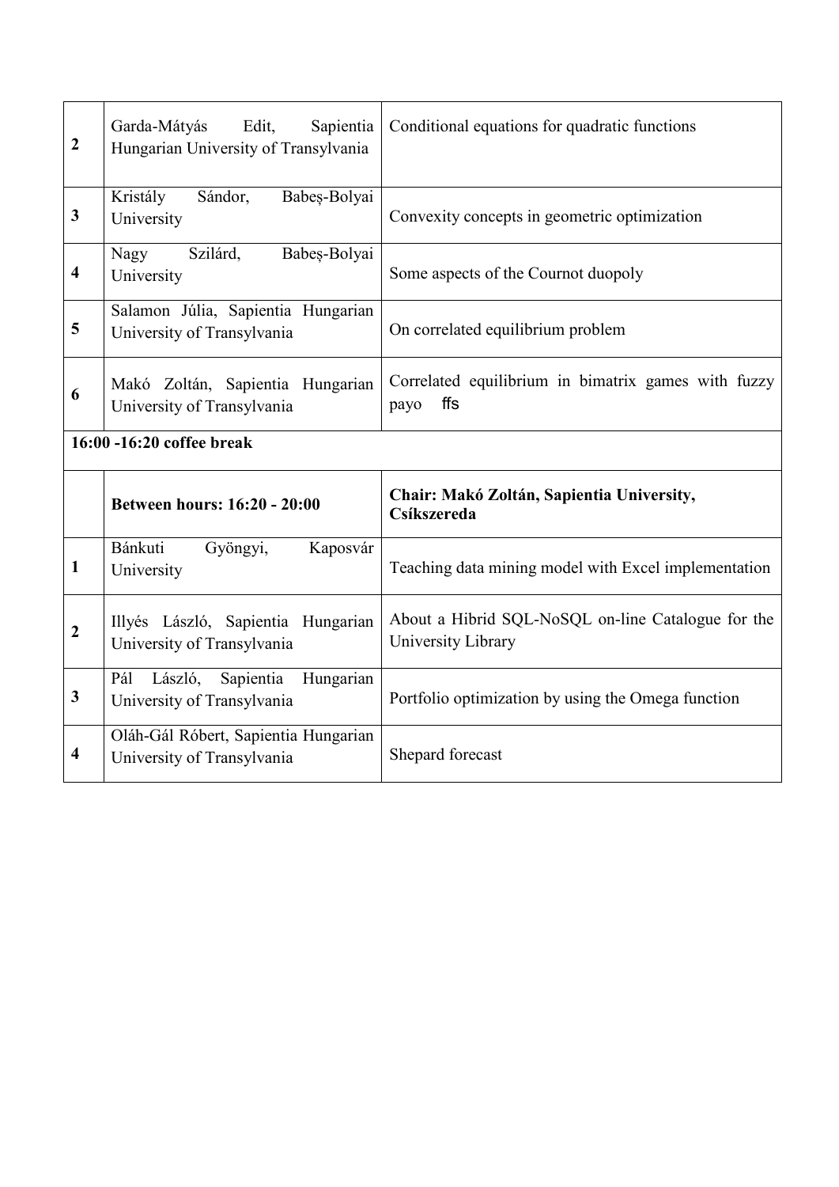| | | |
|---|---|---|
| **2** | Garda-Mátyás Edit, Sapientia Hungarian University of Transylvania | Conditional equations for quadratic functions |
| **3** | Kristály Sándor, Babeș-Bolyai University | Convexity concepts in geometric optimization |
| **4** | Nagy Szilárd, Babeș-Bolyai University | Some aspects of the Cournot duopoly |
| **5** | Salamon Júlia, Sapientia Hungarian University of Transylvania | On correlated equilibrium problem |
| **6** | Makó Zoltán, Sapientia Hungarian University of Transylvania | Correlated equilibrium in bimatrix games with fuzzy payoffs |
| **16:00 -16:20 coffee break** | | |
| | **Between hours: 16:20 - 20:00** | **Chair: Makó Zoltán, Sapientia University, Csíkszereda** |
| **1** | Bánkuti Gyöngyi, Kaposvár University | Teaching data mining model with Excel implementation |
| **2** | Illyés László, Sapientia Hungarian University of Transylvania | About a Hibrid SQL-NoSQL on-line Catalogue for the University Library |
| **3** | Pál László, Sapientia Hungarian University of Transylvania | Portfolio optimization by using the Omega function |
| **4** | Oláh-Gál Róbert, Sapientia Hungarian University of Transylvania | Shepard forecast |